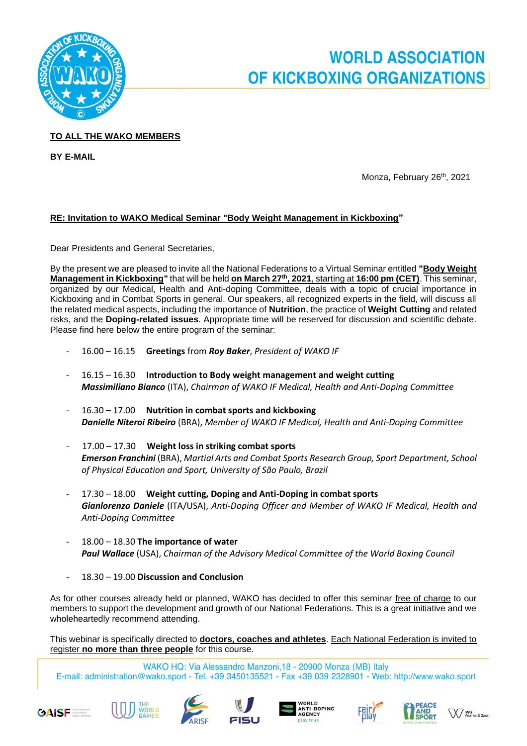# WORLD ASSOCIATION OF KICKBOXING ORGANIZATIONS

**TO ALL THE WAKO MEMBERS**

**BY E-MAIL**

Monza, February 26th, 2021

**RE: Invitation to WAKO Medical Seminar "Body Weight Management in Kickboxing"**

Dear Presidents and General Secretaries,

By the present we are pleased to invite all the National Federations to a Virtual Seminar entitled **"Body Weight Management in Kickboxing"** that will be held **on March 27th, 2021**, starting at **16:00 pm (CET)**. This seminar, organized by our Medical, Health and Anti-doping Committee, deals with a topic of crucial importance in Kickboxing and in Combat Sports in general. Our speakers, all recognized experts in the field, will discuss all the related medical aspects, including the importance of **Nutrition**, the practice of **Weight Cutting** and related risks, and the **Doping-related issues**. Appropriate time will be reserved for discussion and scientific debate. Please find here below the entire program of the seminar:

- 16.00 – 16.15 **Greetings** from ***Roy Baker***, *President of WAKO IF*
- 16.15 – 16.30 **Introduction to Body weight management and weight cutting**
  ***Massimiliano Bianco*** (ITA), *Chairman of WAKO IF Medical, Health and Anti-Doping Committee*
- 16.30 – 17.00 **Nutrition in combat sports and kickboxing**
  ***Danielle Niteroi Ribeiro*** (BRA), *Member of WAKO IF Medical, Health and Anti-Doping Committee*
- 17.00 – 17.30 **Weight loss in striking combat sports**
  ***Emerson Franchini*** (BRA), *Martial Arts and Combat Sports Research Group, Sport Department, School of Physical Education and Sport, University of São Paulo, Brazil*
- 17.30 – 18.00 **Weight cutting, Doping and Anti-Doping in combat sports**
  ***Gianlorenzo Daniele*** (ITA/USA), *Anti-Doping Officer and Member of WAKO IF Medical, Health and Anti-Doping Committee*
- 18.00 – 18.30 **The importance of water**
  ***Paul Wallace*** (USA), *Chairman of the Advisory Medical Committee of the World Boxing Council*
- 18.30 – 19.00 **Discussion and Conclusion**

As for other courses already held or planned, WAKO has decided to offer this seminar free of charge to our members to support the development and growth of our National Federations. This is a great initiative and we wholeheartedly recommend attending.

This webinar is specifically directed to **doctors, coaches and athletes**. Each National Federation is invited to register **no more than three people** for this course.

WAKO HQ: Via Alessandro Manzoni,18 - 20900 Monza (MB) Italy
E-mail: administration@wako.sport - Tel. +39 3450135521 - Fax +39 039 2328901 - Web: http://www.wako.sport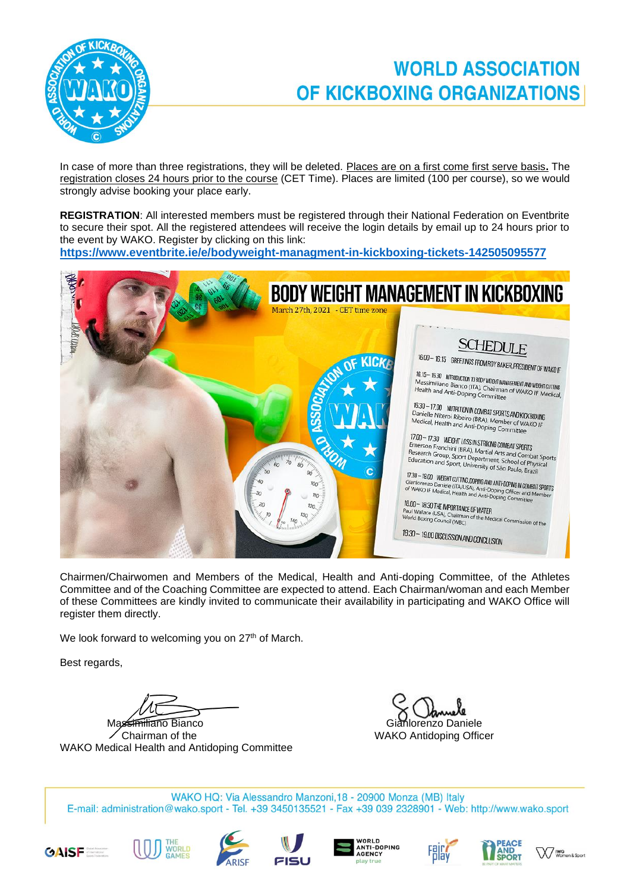# WORLD ASSOCIATION OF KICKBOXING ORGANIZATIONS

In case of more than three registrations, they will be deleted. Places are on a first come first serve basis**.** The registration closes 24 hours prior to the course (CET Time). Places are limited (100 per course), so we would strongly advise booking your place early.

**REGISTRATION**: All interested members must be registered through their National Federation on Eventbrite to secure their spot. All the registered attendees will receive the login details by email up to 24 hours prior to the event by WAKO. Register by clicking on this link:

**https://www.eventbrite.ie/e/bodyweight-managment-in-kickboxing-tickets-142505095577**

## BODY WEIGHT MANAGEMENT IN KICKBOXING

March 27th, 2021 - CET time zone

### SCHEDULE

16.00 – 16.15 GREETINGS FROM ROY BAKER, PRESIDENT OF WAKO IF

16.15 – 16.30 INTRODUCTION TO BODY WEIGHT MANAGEMENT AND WEIGHT CUTTING
Messimiliano Bianco (ITA), Chairman of WAKO IF Medical, Health and Anti-Doping Committee

16.30 – 17.00 NUTRITION IN COMBAT SPORTS AND KICKBOXING
Danielle Niteroi Ribeiro (BRA), Member of WAKO IF Medical, Health and Anti-Doping Committee

17.00 – 17.30 WEIGHT LOSS IN STRIKING COMBAT SPORTS
Emerson Franchini (BRA), Martial Arts and Combat Sports Research Group, Sport Department, School of Physical Education and Sport, University of São Paulo, Brazil

17.30 – 18.00 WEIGHT CUTTING, DOPING AND ANTI-DOPING IN COMBAT SPORTS
Gianlorenzo Daniele (ITA/USA), Anti-Doping Officer and Member of WAKO IF Medical, Health and Anti-Doping Committee

18.00 – 18.30 THE IMPORTANCE OF WATER
Paul Wallace (USA), Chairman of the Medical Commission of the World Boxing Council (WBC)

18.30 – 19.00 DISCUSSION AND CONCLUSION

Chairmen/Chairwomen and Members of the Medical, Health and Anti-doping Committee, of the Athletes Committee and of the Coaching Committee are expected to attend. Each Chairman/woman and each Member of these Committees are kindly invited to communicate their availability in participating and WAKO Office will register them directly.

We look forward to welcoming you on 27th of March.

Best regards,

Massimiliano Bianco
Chairman of the
WAKO Medical Health and Antidoping Committee

Gianlorenzo Daniele
WAKO Antidoping Officer

WAKO HQ: Via Alessandro Manzoni,18 - 20900 Monza (MB) Italy
E-mail: administration@wako.sport - Tel. +39 3450135521 - Fax +39 039 2328901 - Web: http://www.wako.sport